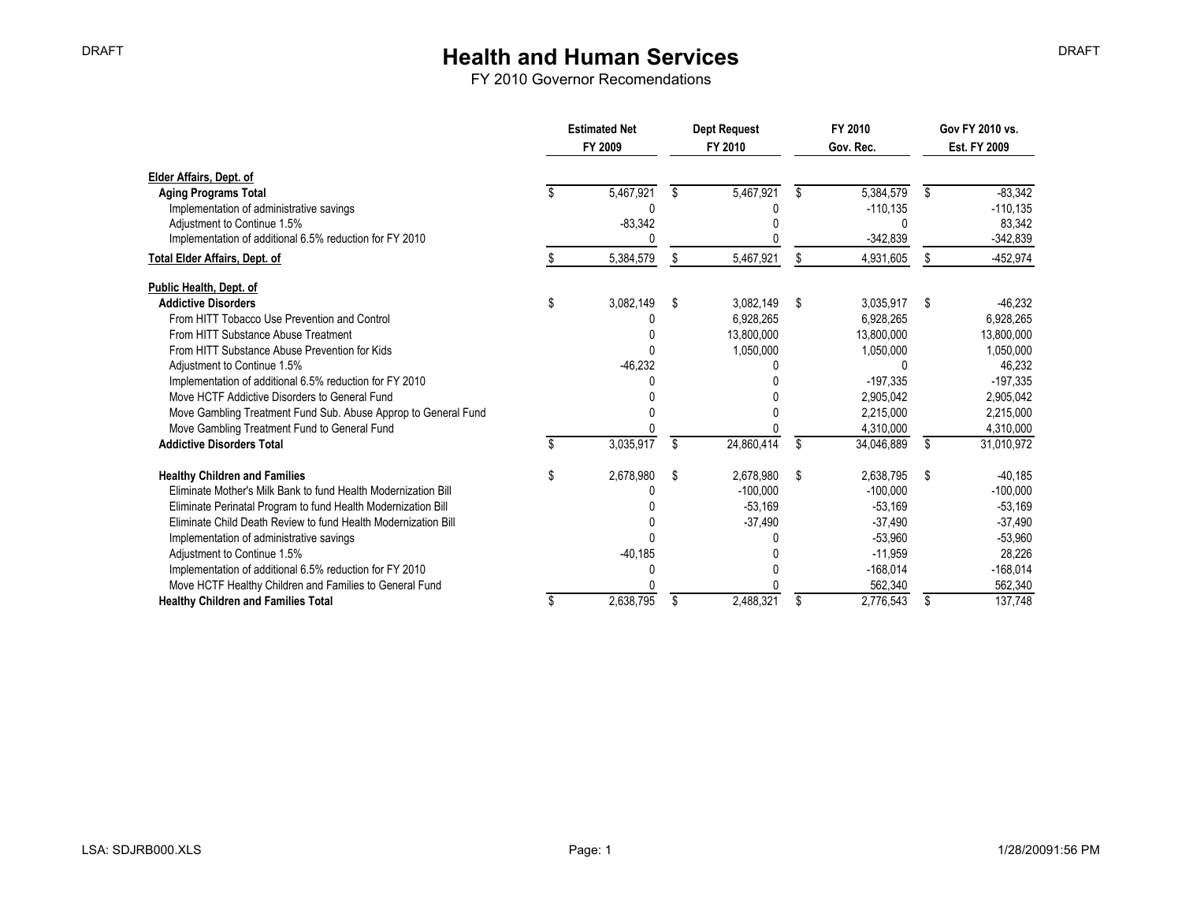DRAFT

# Health and Human Services

FY 2010 Governor Recomendations

| | Estimated Net FY 2009 | Dept Request FY 2010 | FY 2010 Gov. Rec. | Gov FY 2010 vs. Est. FY 2009 |
|---|---|---|---|---|
| **Elder Affairs, Dept. of** | | | | |
| **Aging Programs Total** | $ 5,467,921 | $ 5,467,921 | $ 5,384,579 | $ -83,342 |
| Implementation of administrative savings | 0 | 0 | -110,135 | -110,135 |
| Adjustment to Continue 1.5% | -83,342 | 0 | 0 | 83,342 |
| Implementation of additional 6.5% reduction for FY 2010 | 0 | 0 | -342,839 | -342,839 |
| **Total Elder Affairs, Dept. of** | $ 5,384,579 | $ 5,467,921 | $ 4,931,605 | $ -452,974 |
| | | | | |
| **Public Health, Dept. of** | | | | |
| **Addictive Disorders** | $ 3,082,149 | $ 3,082,149 | $ 3,035,917 | $ -46,232 |
| From HITT Tobacco Use Prevention and Control | 0 | 6,928,265 | 6,928,265 | 6,928,265 |
| From HITT Substance Abuse Treatment | 0 | 13,800,000 | 13,800,000 | 13,800,000 |
| From HITT Substance Abuse Prevention for Kids | 0 | 1,050,000 | 1,050,000 | 1,050,000 |
| Adjustment to Continue 1.5% | -46,232 | 0 | 0 | 46,232 |
| Implementation of additional 6.5% reduction for FY 2010 | 0 | 0 | -197,335 | -197,335 |
| Move HCTF Addictive Disorders to General Fund | 0 | 0 | 2,905,042 | 2,905,042 |
| Move Gambling Treatment Fund Sub. Abuse Approp to General Fund | 0 | 0 | 2,215,000 | 2,215,000 |
| Move Gambling Treatment Fund to General Fund | 0 | 0 | 4,310,000 | 4,310,000 |
| **Addictive Disorders Total** | $ 3,035,917 | $ 24,860,414 | $ 34,046,889 | $ 31,010,972 |
| | | | | |
| **Healthy Children and Families** | $ 2,678,980 | $ 2,678,980 | $ 2,638,795 | $ -40,185 |
| Eliminate Mother's Milk Bank to fund Health Modernization Bill | 0 | -100,000 | -100,000 | -100,000 |
| Eliminate Perinatal Program to fund Health Modernization Bill | 0 | -53,169 | -53,169 | -53,169 |
| Eliminate Child Death Review to fund Health Modernization Bill | 0 | -37,490 | -37,490 | -37,490 |
| Implementation of administrative savings | 0 | 0 | -53,960 | -53,960 |
| Adjustment to Continue 1.5% | -40,185 | 0 | -11,959 | 28,226 |
| Implementation of additional 6.5% reduction for FY 2010 | 0 | 0 | -168,014 | -168,014 |
| Move HCTF Healthy Children and Families to General Fund | 0 | 0 | 562,340 | 562,340 |
| **Healthy Children and Families Total** | $ 2,638,795 | $ 2,488,321 | $ 2,776,543 | $ 137,748 |

LSA: SDJRB000.XLS 1/28/20091:56 PM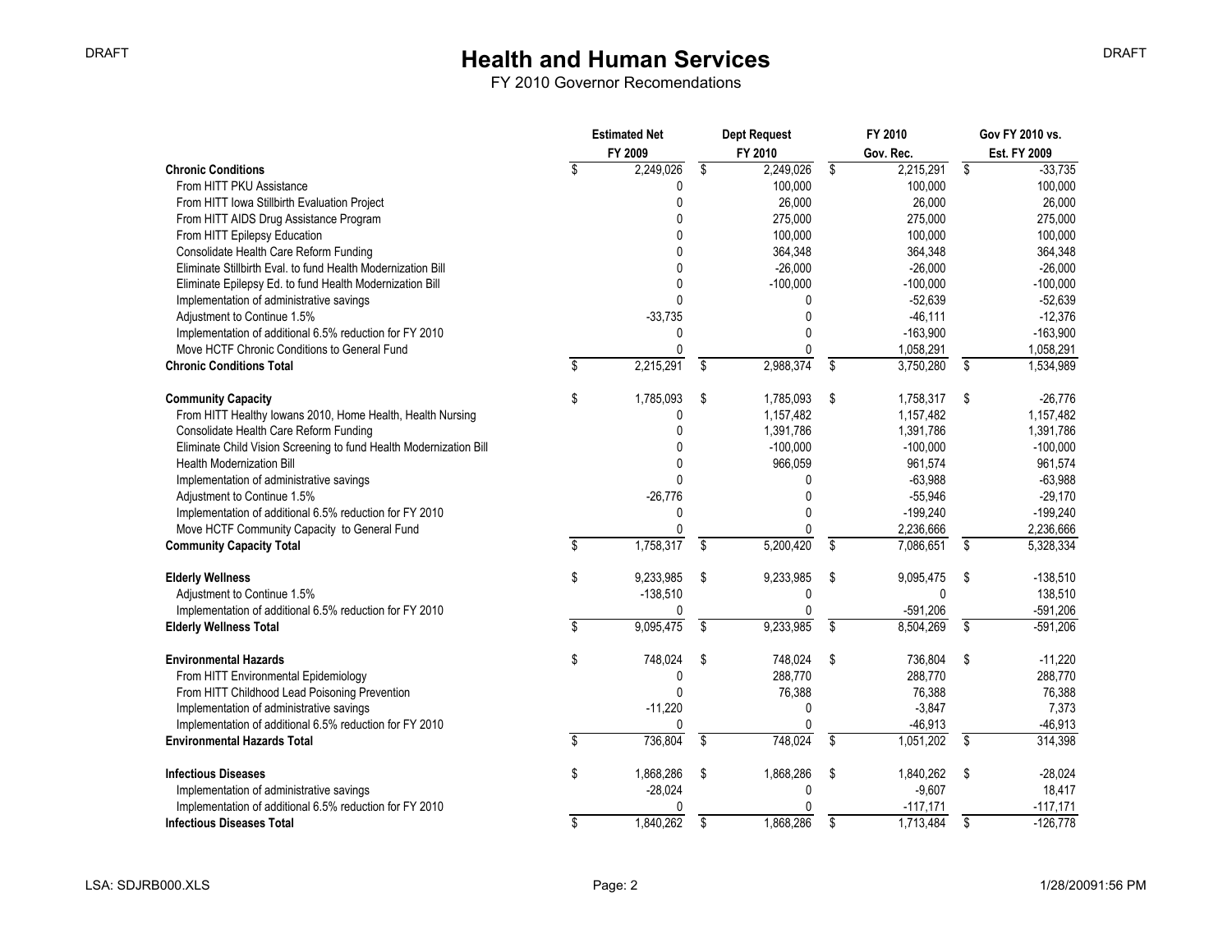DRAFT

# Health and Human Services

FY 2010 Governor Recomendations

| | Estimated Net FY 2009 | Dept Request FY 2010 | FY 2010 Gov. Rec. | Gov FY 2010 vs. Est. FY 2009 |
|---|---|---|---|---|
| **Chronic Conditions** | $ 2,249,026 | $ 2,249,026 | $ 2,215,291 | $ -33,735 |
| From HITT PKU Assistance | 0 | 100,000 | 100,000 | 100,000 |
| From HITT Iowa Stillbirth Evaluation Project | 0 | 26,000 | 26,000 | 26,000 |
| From HITT AIDS Drug Assistance Program | 0 | 275,000 | 275,000 | 275,000 |
| From HITT Epilepsy Education | 0 | 100,000 | 100,000 | 100,000 |
| Consolidate Health Care Reform Funding | 0 | 364,348 | 364,348 | 364,348 |
| Eliminate Stillbirth Eval. to fund Health Modernization Bill | 0 | -26,000 | -26,000 | -26,000 |
| Eliminate Epilepsy Ed. to fund Health Modernization Bill | 0 | -100,000 | -100,000 | -100,000 |
| Implementation of administrative savings | 0 | 0 | -52,639 | -52,639 |
| Adjustment to Continue 1.5% | -33,735 | 0 | -46,111 | -12,376 |
| Implementation of additional 6.5% reduction for FY 2010 | 0 | 0 | -163,900 | -163,900 |
| Move HCTF Chronic Conditions to General Fund | 0 | 0 | 1,058,291 | 1,058,291 |
| **Chronic Conditions Total** | $ 2,215,291 | $ 2,988,374 | $ 3,750,280 | $ 1,534,989 |
| | | | | |
| **Community Capacity** | $ 1,785,093 | $ 1,785,093 | $ 1,758,317 | $ -26,776 |
| From HITT Healthy Iowans 2010, Home Health, Health Nursing | 0 | 1,157,482 | 1,157,482 | 1,157,482 |
| Consolidate Health Care Reform Funding | 0 | 1,391,786 | 1,391,786 | 1,391,786 |
| Eliminate Child Vision Screening to fund Health Modernization Bill | 0 | -100,000 | -100,000 | -100,000 |
| Health Modernization Bill | 0 | 966,059 | 961,574 | 961,574 |
| Implementation of administrative savings | 0 | 0 | -63,988 | -63,988 |
| Adjustment to Continue 1.5% | -26,776 | 0 | -55,946 | -29,170 |
| Implementation of additional 6.5% reduction for FY 2010 | 0 | 0 | -199,240 | -199,240 |
| Move HCTF Community Capacity to General Fund | 0 | 0 | 2,236,666 | 2,236,666 |
| **Community Capacity Total** | $ 1,758,317 | $ 5,200,420 | $ 7,086,651 | $ 5,328,334 |
| | | | | |
| **Elderly Wellness** | $ 9,233,985 | $ 9,233,985 | $ 9,095,475 | $ -138,510 |
| Adjustment to Continue 1.5% | -138,510 | 0 | 0 | 138,510 |
| Implementation of additional 6.5% reduction for FY 2010 | 0 | 0 | -591,206 | -591,206 |
| **Elderly Wellness Total** | $ 9,095,475 | $ 9,233,985 | $ 8,504,269 | $ -591,206 |
| | | | | |
| **Environmental Hazards** | $ 748,024 | $ 748,024 | $ 736,804 | $ -11,220 |
| From HITT Environmental Epidemiology | 0 | 288,770 | 288,770 | 288,770 |
| From HITT Childhood Lead Poisoning Prevention | 0 | 76,388 | 76,388 | 76,388 |
| Implementation of administrative savings | -11,220 | 0 | -3,847 | 7,373 |
| Implementation of additional 6.5% reduction for FY 2010 | 0 | 0 | -46,913 | -46,913 |
| **Environmental Hazards Total** | $ 736,804 | $ 748,024 | $ 1,051,202 | $ 314,398 |
| | | | | |
| **Infectious Diseases** | $ 1,868,286 | $ 1,868,286 | $ 1,840,262 | $ -28,024 |
| Implementation of administrative savings | -28,024 | 0 | -9,607 | 18,417 |
| Implementation of additional 6.5% reduction for FY 2010 | 0 | 0 | -117,171 | -117,171 |
| **Infectious Diseases Total** | $ 1,840,262 | $ 1,868,286 | $ 1,713,484 | $ -126,778 |

LSA: SDJRB000.XLS 1/28/20091:56 PM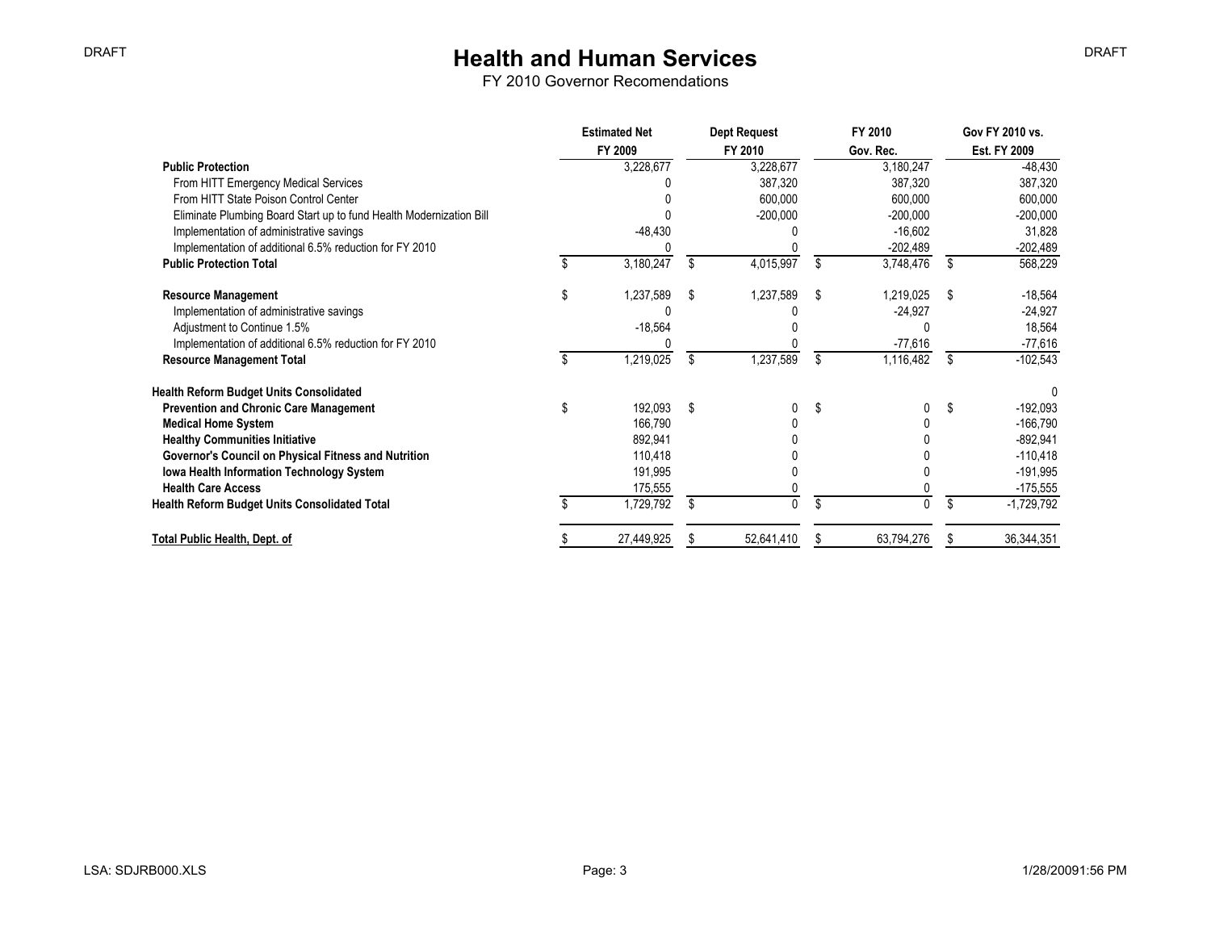# Health and Human Services

FY 2010 Governor Recomendations

| | Estimated Net FY 2009 | Dept Request FY 2010 | FY 2010 Gov. Rec. | Gov FY 2010 vs. Est. FY 2009 |
|---|---|---|---|---|
| **Public Protection** | 3,228,677 | 3,228,677 | 3,180,247 | -48,430 |
| From HITT Emergency Medical Services | 0 | 387,320 | 387,320 | 387,320 |
| From HITT State Poison Control Center | 0 | 600,000 | 600,000 | 600,000 |
| Eliminate Plumbing Board Start up to fund Health Modernization Bill | 0 | -200,000 | -200,000 | -200,000 |
| Implementation of administrative savings | -48,430 | 0 | -16,602 | 31,828 |
| Implementation of additional 6.5% reduction for FY 2010 | 0 | 0 | -202,489 | -202,489 |
| **Public Protection Total** | $ 3,180,247 | $ 4,015,997 | $ 3,748,476 | $ 568,229 |
| | | | | |
| **Resource Management** | $ 1,237,589 | $ 1,237,589 | $ 1,219,025 | $ -18,564 |
| Implementation of administrative savings | 0 | 0 | -24,927 | -24,927 |
| Adjustment to Continue 1.5% | -18,564 | 0 | 0 | 18,564 |
| Implementation of additional 6.5% reduction for FY 2010 | 0 | 0 | -77,616 | -77,616 |
| **Resource Management Total** | $ 1,219,025 | $ 1,237,589 | $ 1,116,482 | $ -102,543 |
| | | | | |
| **Health Reform Budget Units Consolidated** | | | | 0 |
| **Prevention and Chronic Care Management** | $ 192,093 | $ 0 | $ 0 | $ -192,093 |
| **Medical Home System** | 166,790 | 0 | 0 | -166,790 |
| **Healthy Communities Initiative** | 892,941 | 0 | 0 | -892,941 |
| **Governor's Council on Physical Fitness and Nutrition** | 110,418 | 0 | 0 | -110,418 |
| **Iowa Health Information Technology System** | 191,995 | 0 | 0 | -191,995 |
| **Health Care Access** | 175,555 | 0 | 0 | -175,555 |
| **Health Reform Budget Units Consolidated Total** | $ 1,729,792 | $ 0 | $ 0 | $ -1,729,792 |
| | | | | |
| **Total Public Health, Dept. of** | $ 27,449,925 | $ 52,641,410 | $ 63,794,276 | $ 36,344,351 |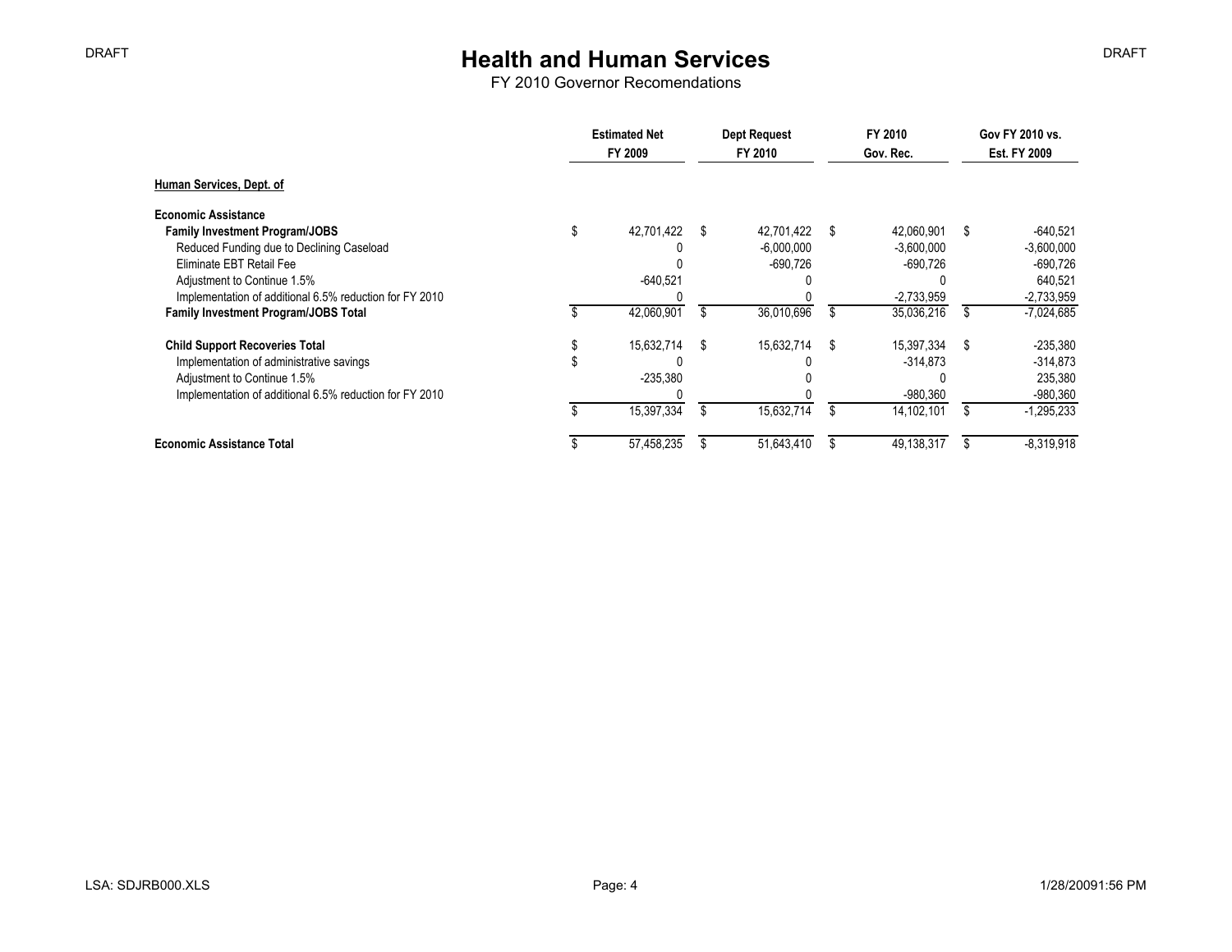DRAFT

# Health and Human Services

FY 2010 Governor Recomendations

DRAFT

| | Estimated Net FY 2009 | Dept Request FY 2010 | FY 2010 Gov. Rec. | Gov FY 2010 vs. Est. FY 2009 |
|---|---|---|---|---|
| **Human Services, Dept. of** | | | | |
| **Economic Assistance** | | | | |
| **Family Investment Program/JOBS** | $ 42,701,422 | $ 42,701,422 | $ 42,060,901 | $ -640,521 |
| Reduced Funding due to Declining Caseload | 0 | -6,000,000 | -3,600,000 | -3,600,000 |
| Eliminate EBT Retail Fee | 0 | -690,726 | -690,726 | -690,726 |
| Adjustment to Continue 1.5% | -640,521 | 0 | 0 | 640,521 |
| Implementation of additional 6.5% reduction for FY 2010 | 0 | 0 | -2,733,959 | -2,733,959 |
| **Family Investment Program/JOBS Total** | $ 42,060,901 | $ 36,010,696 | $ 35,036,216 | $ -7,024,685 |
| **Child Support Recoveries Total** | $ 15,632,714 | $ 15,632,714 | $ 15,397,334 | $ -235,380 |
| Implementation of administrative savings | $ 0 | 0 | -314,873 | -314,873 |
| Adjustment to Continue 1.5% | -235,380 | 0 | 0 | 235,380 |
| Implementation of additional 6.5% reduction for FY 2010 | 0 | 0 | -980,360 | -980,360 |
| | $ 15,397,334 | $ 15,632,714 | $ 14,102,101 | $ -1,295,233 |
| **Economic Assistance Total** | $ 57,458,235 | $ 51,643,410 | $ 49,138,317 | $ -8,319,918 |

LSA: SDJRB000.XLS

1/28/20091:56 PM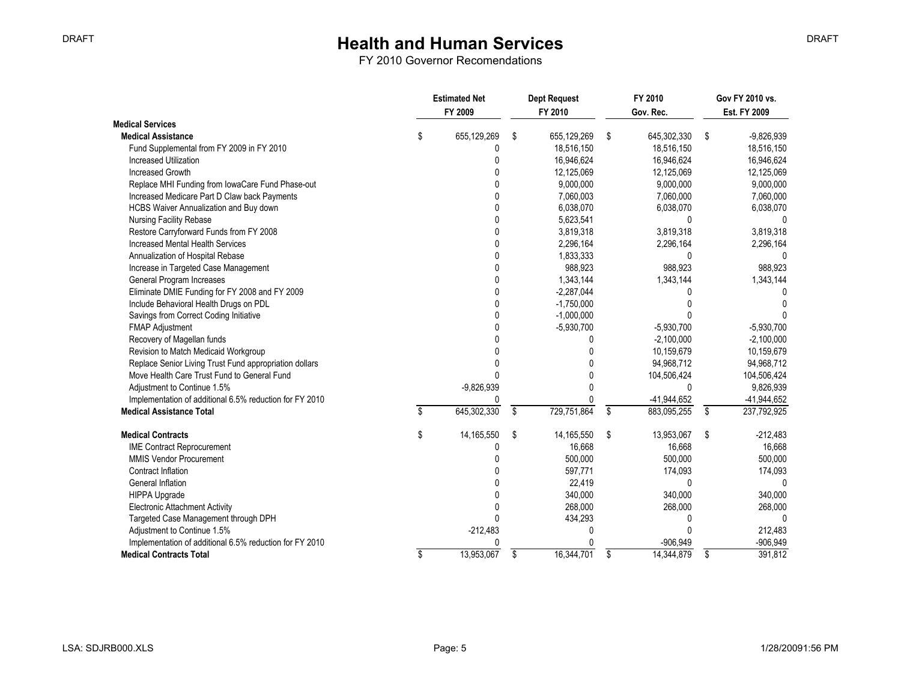# Health and Human Services

FY 2010 Governor Recomendations

| | Estimated Net FY 2009 | Dept Request FY 2010 | FY 2010 Gov. Rec. | Gov FY 2010 vs. Est. FY 2009 |
|---|---|---|---|---|
| **Medical Services** | | | | |
| **Medical Assistance** | $ 655,129,269 | $ 655,129,269 | $ 645,302,330 | $ -9,826,939 |
| Fund Supplemental from FY 2009 in FY 2010 | 0 | 18,516,150 | 18,516,150 | 18,516,150 |
| Increased Utilization | 0 | 16,946,624 | 16,946,624 | 16,946,624 |
| Increased Growth | 0 | 12,125,069 | 12,125,069 | 12,125,069 |
| Replace MHI Funding from IowaCare Fund Phase-out | 0 | 9,000,000 | 9,000,000 | 9,000,000 |
| Increased Medicare Part D Claw back Payments | 0 | 7,060,003 | 7,060,000 | 7,060,000 |
| HCBS Waiver Annualization and Buy down | 0 | 6,038,070 | 6,038,070 | 6,038,070 |
| Nursing Facility Rebase | 0 | 5,623,541 | 0 | 0 |
| Restore Carryforward Funds from FY 2008 | 0 | 3,819,318 | 3,819,318 | 3,819,318 |
| Increased Mental Health Services | 0 | 2,296,164 | 2,296,164 | 2,296,164 |
| Annualization of Hospital Rebase | 0 | 1,833,333 | 0 | 0 |
| Increase in Targeted Case Management | 0 | 988,923 | 988,923 | 988,923 |
| General Program Increases | 0 | 1,343,144 | 1,343,144 | 1,343,144 |
| Eliminate DMIE Funding for FY 2008 and FY 2009 | 0 | -2,287,044 | 0 | 0 |
| Include Behavioral Health Drugs on PDL | 0 | -1,750,000 | 0 | 0 |
| Savings from Correct Coding Initiative | 0 | -1,000,000 | 0 | 0 |
| FMAP Adjustment | 0 | -5,930,700 | -5,930,700 | -5,930,700 |
| Recovery of Magellan funds | 0 | 0 | -2,100,000 | -2,100,000 |
| Revision to Match Medicaid Workgroup | 0 | 0 | 10,159,679 | 10,159,679 |
| Replace Senior Living Trust Fund appropriation dollars | 0 | 0 | 94,968,712 | 94,968,712 |
| Move Health Care Trust Fund to General Fund | 0 | 0 | 104,506,424 | 104,506,424 |
| Adjustment to Continue 1.5% | -9,826,939 | 0 | 0 | 9,826,939 |
| Implementation of additional 6.5% reduction for FY 2010 | 0 | 0 | -41,944,652 | -41,944,652 |
| **Medical Assistance Total** | $ 645,302,330 | $ 729,751,864 | $ 883,095,255 | $ 237,792,925 |
| | | | | |
| **Medical Contracts** | $ 14,165,550 | $ 14,165,550 | $ 13,953,067 | $ -212,483 |
| IME Contract Reprocurement | 0 | 16,668 | 16,668 | 16,668 |
| MMIS Vendor Procurement | 0 | 500,000 | 500,000 | 500,000 |
| Contract Inflation | 0 | 597,771 | 174,093 | 174,093 |
| General Inflation | 0 | 22,419 | 0 | 0 |
| HIPPA Upgrade | 0 | 340,000 | 340,000 | 340,000 |
| Electronic Attachment Activity | 0 | 268,000 | 268,000 | 268,000 |
| Targeted Case Management through DPH | 0 | 434,293 | 0 | 0 |
| Adjustment to Continue 1.5% | -212,483 | 0 | 0 | 212,483 |
| Implementation of additional 6.5% reduction for FY 2010 | 0 | 0 | -906,949 | -906,949 |
| **Medical Contracts Total** | $ 13,953,067 | $ 16,344,701 | $ 14,344,879 | $ 391,812 |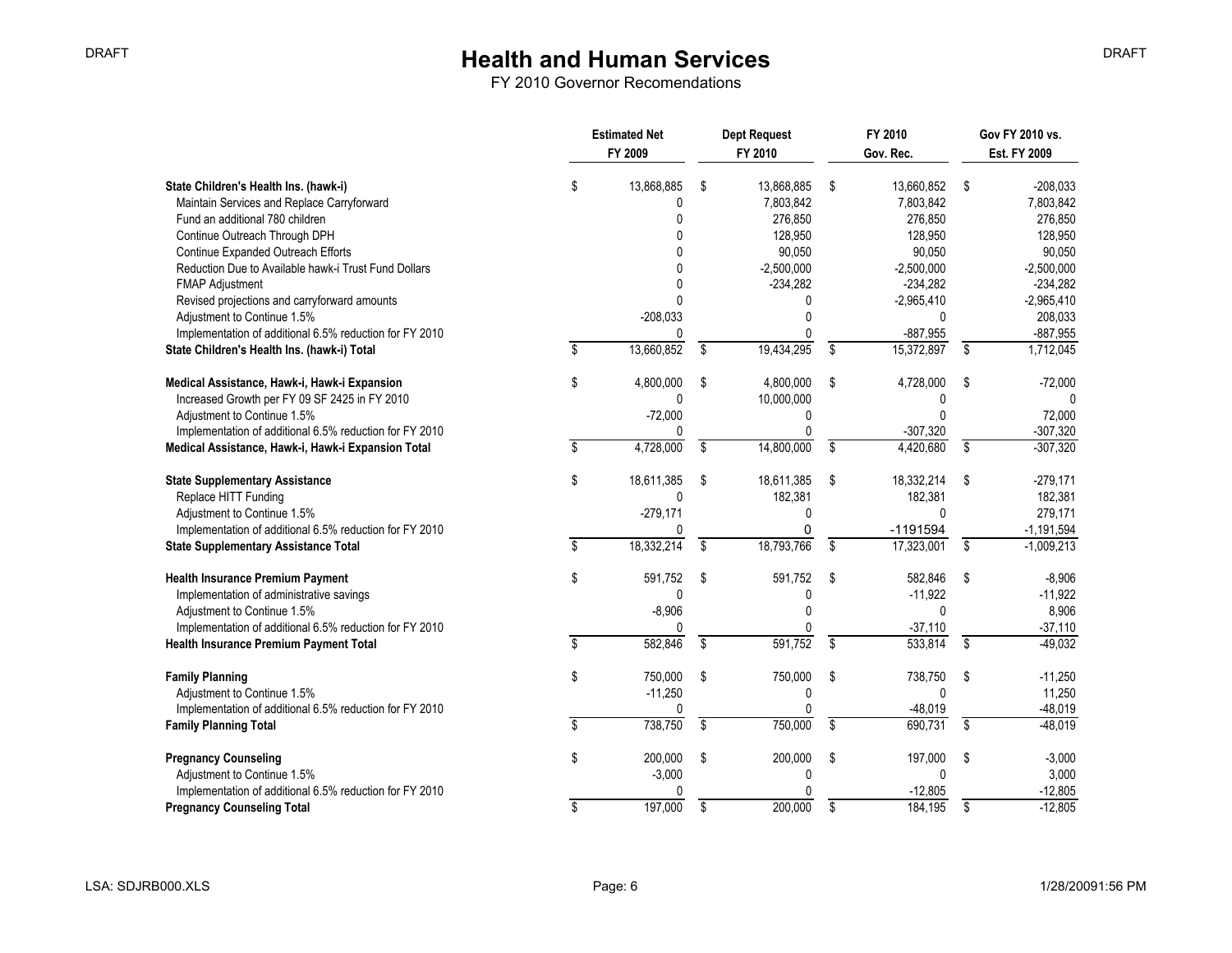# Health and Human Services

FY 2010 Governor Recomendations

| | Estimated Net FY 2009 | Dept Request FY 2010 | FY 2010 Gov. Rec. | Gov FY 2010 vs. Est. FY 2009 |
|---|---|---|---|---|
| **State Children's Health Ins. (hawk-i)** | $ 13,868,885 | $ 13,868,885 | $ 13,660,852 | $ -208,033 |
| Maintain Services and Replace Carryforward | 0 | 7,803,842 | 7,803,842 | 7,803,842 |
| Fund an additional 780 children | 0 | 276,850 | 276,850 | 276,850 |
| Continue Outreach Through DPH | 0 | 128,950 | 128,950 | 128,950 |
| Continue Expanded Outreach Efforts | 0 | 90,050 | 90,050 | 90,050 |
| Reduction Due to Available hawk-i Trust Fund Dollars | 0 | -2,500,000 | -2,500,000 | -2,500,000 |
| FMAP Adjustment | 0 | -234,282 | -234,282 | -234,282 |
| Revised projections and carryforward amounts | 0 | 0 | -2,965,410 | -2,965,410 |
| Adjustment to Continue 1.5% | -208,033 | 0 | 0 | 208,033 |
| Implementation of additional 6.5% reduction for FY 2010 | 0 | 0 | -887,955 | -887,955 |
| **State Children's Health Ins. (hawk-i) Total** | $ 13,660,852 | $ 19,434,295 | $ 15,372,897 | $ 1,712,045 |
| **Medical Assistance, Hawk-i, Hawk-i Expansion** | $ 4,800,000 | $ 4,800,000 | $ 4,728,000 | $ -72,000 |
| Increased Growth per FY 09 SF 2425 in FY 2010 | 0 | 10,000,000 | 0 | 0 |
| Adjustment to Continue 1.5% | -72,000 | 0 | 0 | 72,000 |
| Implementation of additional 6.5% reduction for FY 2010 | 0 | 0 | -307,320 | -307,320 |
| **Medical Assistance, Hawk-i, Hawk-i Expansion Total** | $ 4,728,000 | $ 14,800,000 | $ 4,420,680 | $ -307,320 |
| **State Supplementary Assistance** | $ 18,611,385 | $ 18,611,385 | $ 18,332,214 | $ -279,171 |
| Replace HITT Funding | 0 | 182,381 | 182,381 | 182,381 |
| Adjustment to Continue 1.5% | -279,171 | 0 | 0 | 279,171 |
| Implementation of additional 6.5% reduction for FY 2010 | 0 | 0 | -1191594 | -1,191,594 |
| **State Supplementary Assistance Total** | $ 18,332,214 | $ 18,793,766 | $ 17,323,001 | $ -1,009,213 |
| **Health Insurance Premium Payment** | $ 591,752 | $ 591,752 | $ 582,846 | $ -8,906 |
| Implementation of administrative savings | 0 | 0 | -11,922 | -11,922 |
| Adjustment to Continue 1.5% | -8,906 | 0 | 0 | 8,906 |
| Implementation of additional 6.5% reduction for FY 2010 | 0 | 0 | -37,110 | -37,110 |
| **Health Insurance Premium Payment Total** | $ 582,846 | $ 591,752 | $ 533,814 | $ -49,032 |
| **Family Planning** | $ 750,000 | $ 750,000 | $ 738,750 | $ -11,250 |
| Adjustment to Continue 1.5% | -11,250 | 0 | 0 | 11,250 |
| Implementation of additional 6.5% reduction for FY 2010 | 0 | 0 | -48,019 | -48,019 |
| **Family Planning Total** | $ 738,750 | $ 750,000 | $ 690,731 | $ -48,019 |
| **Pregnancy Counseling** | $ 200,000 | $ 200,000 | $ 197,000 | $ -3,000 |
| Adjustment to Continue 1.5% | -3,000 | 0 | 0 | 3,000 |
| Implementation of additional 6.5% reduction for FY 2010 | 0 | 0 | -12,805 | -12,805 |
| **Pregnancy Counseling Total** | $ 197,000 | $ 200,000 | $ 184,195 | $ -12,805 |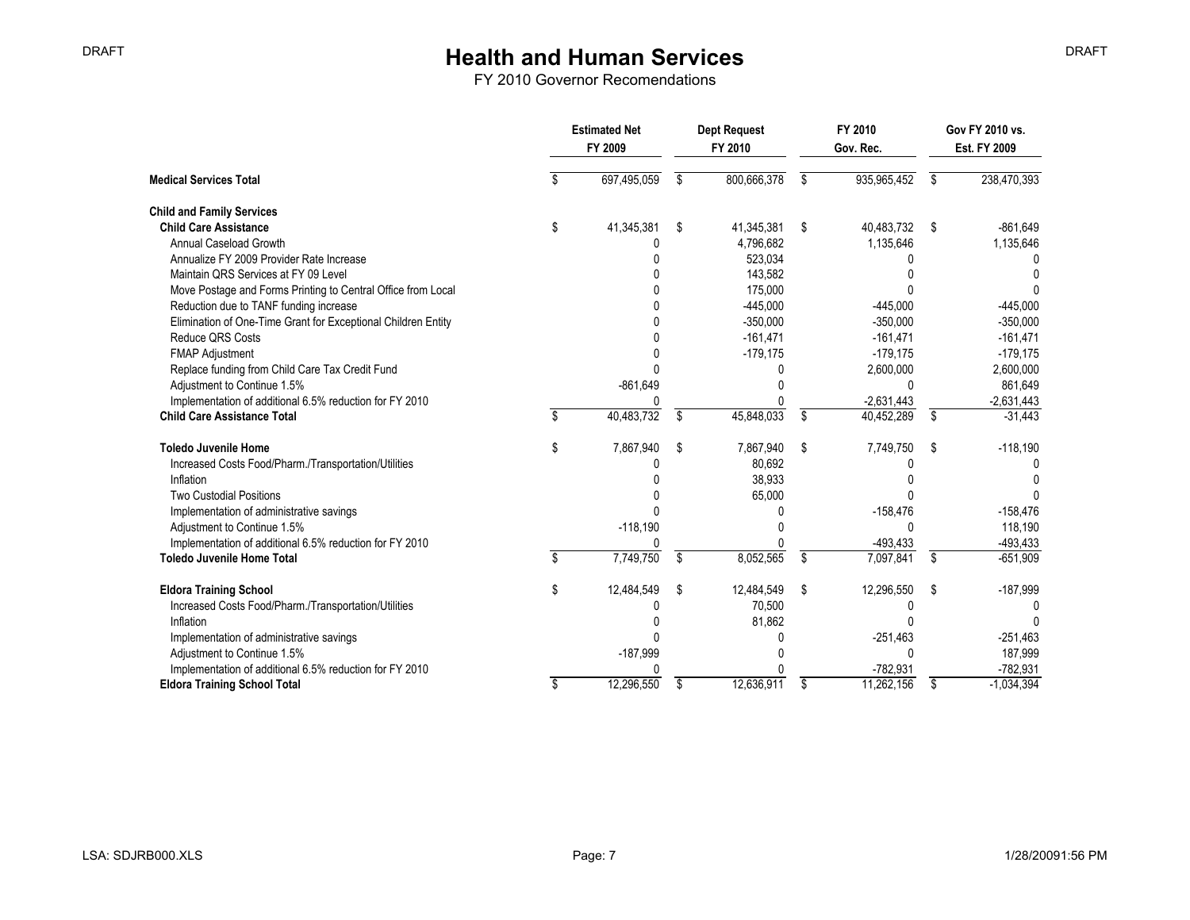# Health and Human Services

FY 2010 Governor Recomendations

| | Estimated Net FY 2009 | Dept Request FY 2010 | FY 2010 Gov. Rec. | Gov FY 2010 vs. Est. FY 2009 |
|---|---|---|---|---|
| **Medical Services Total** | $ 697,495,059 | $ 800,666,378 | $ 935,965,452 | $ 238,470,393 |
| | | | | |
| **Child and Family Services** | | | | |
| **Child Care Assistance** | $ 41,345,381 | $ 41,345,381 | $ 40,483,732 | $ -861,649 |
| Annual Caseload Growth | 0 | 4,796,682 | 1,135,646 | 1,135,646 |
| Annualize FY 2009 Provider Rate Increase | 0 | 523,034 | 0 | 0 |
| Maintain QRS Services at FY 09 Level | 0 | 143,582 | 0 | 0 |
| Move Postage and Forms Printing to Central Office from Local | 0 | 175,000 | 0 | 0 |
| Reduction due to TANF funding increase | 0 | -445,000 | -445,000 | -445,000 |
| Elimination of One-Time Grant for Exceptional Children Entity | 0 | -350,000 | -350,000 | -350,000 |
| Reduce QRS Costs | 0 | -161,471 | -161,471 | -161,471 |
| FMAP Adjustment | 0 | -179,175 | -179,175 | -179,175 |
| Replace funding from Child Care Tax Credit Fund | 0 | 0 | 2,600,000 | 2,600,000 |
| Adjustment to Continue 1.5% | -861,649 | 0 | 0 | 861,649 |
| Implementation of additional 6.5% reduction for FY 2010 | 0 | 0 | -2,631,443 | -2,631,443 |
| **Child Care Assistance Total** | $ 40,483,732 | $ 45,848,033 | $ 40,452,289 | $ -31,443 |
| | | | | |
| **Toledo Juvenile Home** | $ 7,867,940 | $ 7,867,940 | $ 7,749,750 | $ -118,190 |
| Increased Costs Food/Pharm./Transportation/Utilities | 0 | 80,692 | 0 | 0 |
| Inflation | 0 | 38,933 | 0 | 0 |
| Two Custodial Positions | 0 | 65,000 | 0 | 0 |
| Implementation of administrative savings | 0 | 0 | -158,476 | -158,476 |
| Adjustment to Continue 1.5% | -118,190 | 0 | 0 | 118,190 |
| Implementation of additional 6.5% reduction for FY 2010 | 0 | 0 | -493,433 | -493,433 |
| **Toledo Juvenile Home Total** | $ 7,749,750 | $ 8,052,565 | $ 7,097,841 | $ -651,909 |
| | | | | |
| **Eldora Training School** | $ 12,484,549 | $ 12,484,549 | $ 12,296,550 | $ -187,999 |
| Increased Costs Food/Pharm./Transportation/Utilities | 0 | 70,500 | 0 | 0 |
| Inflation | 0 | 81,862 | 0 | 0 |
| Implementation of administrative savings | 0 | 0 | -251,463 | -251,463 |
| Adjustment to Continue 1.5% | -187,999 | 0 | 0 | 187,999 |
| Implementation of additional 6.5% reduction for FY 2010 | 0 | 0 | -782,931 | -782,931 |
| **Eldora Training School Total** | $ 12,296,550 | $ 12,636,911 | $ 11,262,156 | $ -1,034,394 |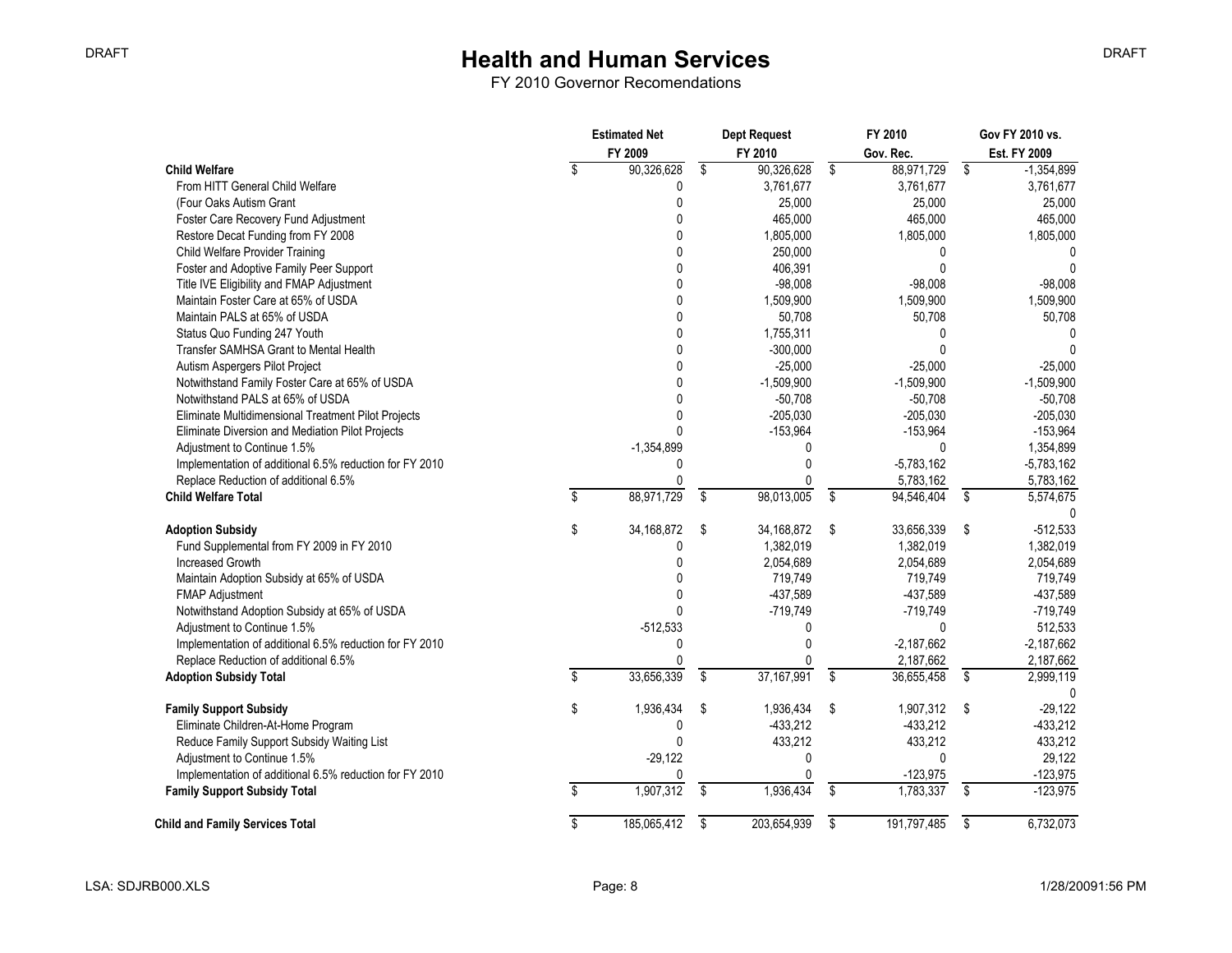DRAFT

# Health and Human Services

FY 2010 Governor Recomendations

| | Estimated Net FY 2009 | Dept Request FY 2010 | FY 2010 Gov. Rec. | Gov FY 2010 vs. Est. FY 2009 |
|---|---|---|---|---|
| **Child Welfare** | $ 90,326,628 | $ 90,326,628 | $ 88,971,729 | $ -1,354,899 |
| From HITT General Child Welfare | 0 | 3,761,677 | 3,761,677 | 3,761,677 |
| (Four Oaks Autism Grant | 0 | 25,000 | 25,000 | 25,000 |
| Foster Care Recovery Fund Adjustment | 0 | 465,000 | 465,000 | 465,000 |
| Restore Decat Funding from FY 2008 | 0 | 1,805,000 | 1,805,000 | 1,805,000 |
| Child Welfare Provider Training | 0 | 250,000 | 0 | 0 |
| Foster and Adoptive Family Peer Support | 0 | 406,391 | 0 | 0 |
| Title IVE Eligibility and FMAP Adjustment | 0 | -98,008 | -98,008 | -98,008 |
| Maintain Foster Care at 65% of USDA | 0 | 1,509,900 | 1,509,900 | 1,509,900 |
| Maintain PALS at 65% of USDA | 0 | 50,708 | 50,708 | 50,708 |
| Status Quo Funding 247 Youth | 0 | 1,755,311 | 0 | 0 |
| Transfer SAMHSA Grant to Mental Health | 0 | -300,000 | 0 | 0 |
| Autism Aspergers Pilot Project | 0 | -25,000 | -25,000 | -25,000 |
| Notwithstand Family Foster Care at 65% of USDA | 0 | -1,509,900 | -1,509,900 | -1,509,900 |
| Notwithstand PALS at 65% of USDA | 0 | -50,708 | -50,708 | -50,708 |
| Eliminate Multidimensional Treatment Pilot Projects | 0 | -205,030 | -205,030 | -205,030 |
| Eliminate Diversion and Mediation Pilot Projects | 0 | -153,964 | -153,964 | -153,964 |
| Adjustment to Continue 1.5% | -1,354,899 | 0 | 0 | 1,354,899 |
| Implementation of additional 6.5% reduction for FY 2010 | 0 | 0 | -5,783,162 | -5,783,162 |
| Replace Reduction of additional 6.5% | 0 | 0 | 5,783,162 | 5,783,162 |
| **Child Welfare Total** | $ 88,971,729 | $ 98,013,005 | $ 94,546,404 | $ 5,574,675 |
| | | | | 0 |
| **Adoption Subsidy** | $ 34,168,872 | $ 34,168,872 | $ 33,656,339 | $ -512,533 |
| Fund Supplemental from FY 2009 in FY 2010 | 0 | 1,382,019 | 1,382,019 | 1,382,019 |
| Increased Growth | 0 | 2,054,689 | 2,054,689 | 2,054,689 |
| Maintain Adoption Subsidy at 65% of USDA | 0 | 719,749 | 719,749 | 719,749 |
| FMAP Adjustment | 0 | -437,589 | -437,589 | -437,589 |
| Notwithstand Adoption Subsidy at 65% of USDA | 0 | -719,749 | -719,749 | -719,749 |
| Adjustment to Continue 1.5% | -512,533 | 0 | 0 | 512,533 |
| Implementation of additional 6.5% reduction for FY 2010 | 0 | 0 | -2,187,662 | -2,187,662 |
| Replace Reduction of additional 6.5% | 0 | 0 | 2,187,662 | 2,187,662 |
| **Adoption Subsidy Total** | $ 33,656,339 | $ 37,167,991 | $ 36,655,458 | $ 2,999,119 |
| | | | | 0 |
| **Family Support Subsidy** | $ 1,936,434 | $ 1,936,434 | $ 1,907,312 | $ -29,122 |
| Eliminate Children-At-Home Program | 0 | -433,212 | -433,212 | -433,212 |
| Reduce Family Support Subsidy Waiting List | 0 | 433,212 | 433,212 | 433,212 |
| Adjustment to Continue 1.5% | -29,122 | 0 | 0 | 29,122 |
| Implementation of additional 6.5% reduction for FY 2010 | 0 | 0 | -123,975 | -123,975 |
| **Family Support Subsidy Total** | $ 1,907,312 | $ 1,936,434 | $ 1,783,337 | $ -123,975 |
| | | | | |
| **Child and Family Services Total** | $ 185,065,412 | $ 203,654,939 | $ 191,797,485 | $ 6,732,073 |

LSA: SDJRB000.XLS 1/28/20091:56 PM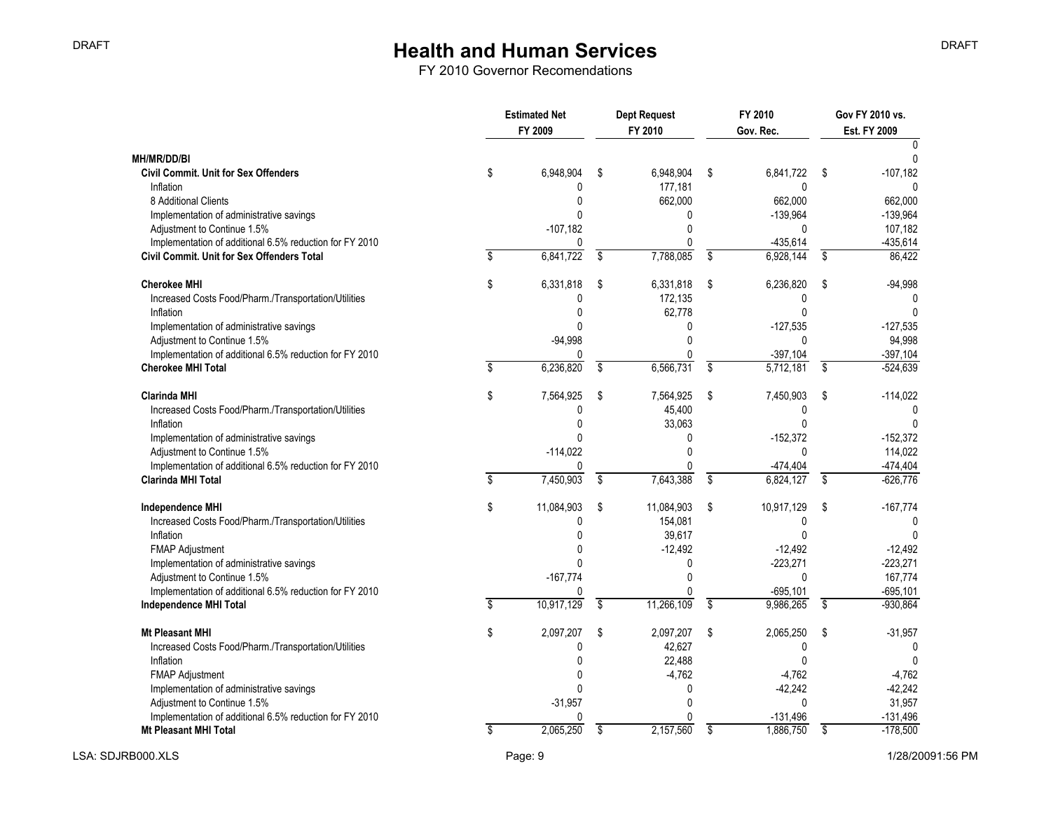# Health and Human Services

FY 2010 Governor Recomendations

| | Estimated Net FY 2009 | Dept Request FY 2010 | FY 2010 Gov. Rec. | Gov FY 2010 vs. Est. FY 2009 |
|---|---|---|---|---|
| | | | | 0 |
| **MH/MR/DD/BI** | | | | 0 |
| **Civil Commit. Unit for Sex Offenders** | $ 6,948,904 | $ 6,948,904 | $ 6,841,722 | $ -107,182 |
| Inflation | 0 | 177,181 | 0 | 0 |
| 8 Additional Clients | 0 | 662,000 | 662,000 | 662,000 |
| Implementation of administrative savings | 0 | 0 | -139,964 | -139,964 |
| Adjustment to Continue 1.5% | -107,182 | 0 | 0 | 107,182 |
| Implementation of additional 6.5% reduction for FY 2010 | 0 | 0 | -435,614 | -435,614 |
| **Civil Commit. Unit for Sex Offenders Total** | $ 6,841,722 | $ 7,788,085 | $ 6,928,144 | $ 86,422 |
| | | | | |
| **Cherokee MHI** | $ 6,331,818 | $ 6,331,818 | $ 6,236,820 | $ -94,998 |
| Increased Costs Food/Pharm./Transportation/Utilities | 0 | 172,135 | 0 | 0 |
| Inflation | 0 | 62,778 | 0 | 0 |
| Implementation of administrative savings | 0 | 0 | -127,535 | -127,535 |
| Adjustment to Continue 1.5% | -94,998 | 0 | 0 | 94,998 |
| Implementation of additional 6.5% reduction for FY 2010 | 0 | 0 | -397,104 | -397,104 |
| **Cherokee MHI Total** | $ 6,236,820 | $ 6,566,731 | $ 5,712,181 | $ -524,639 |
| | | | | |
| **Clarinda MHI** | $ 7,564,925 | $ 7,564,925 | $ 7,450,903 | $ -114,022 |
| Increased Costs Food/Pharm./Transportation/Utilities | 0 | 45,400 | 0 | 0 |
| Inflation | 0 | 33,063 | 0 | 0 |
| Implementation of administrative savings | 0 | 0 | -152,372 | -152,372 |
| Adjustment to Continue 1.5% | -114,022 | 0 | 0 | 114,022 |
| Implementation of additional 6.5% reduction for FY 2010 | 0 | 0 | -474,404 | -474,404 |
| **Clarinda MHI Total** | $ 7,450,903 | $ 7,643,388 | $ 6,824,127 | $ -626,776 |
| | | | | |
| **Independence MHI** | $ 11,084,903 | $ 11,084,903 | $ 10,917,129 | $ -167,774 |
| Increased Costs Food/Pharm./Transportation/Utilities | 0 | 154,081 | 0 | 0 |
| Inflation | 0 | 39,617 | 0 | 0 |
| FMAP Adjustment | 0 | -12,492 | -12,492 | -12,492 |
| Implementation of administrative savings | 0 | 0 | -223,271 | -223,271 |
| Adjustment to Continue 1.5% | -167,774 | 0 | 0 | 167,774 |
| Implementation of additional 6.5% reduction for FY 2010 | 0 | 0 | -695,101 | -695,101 |
| **Independence MHI Total** | $ 10,917,129 | $ 11,266,109 | $ 9,986,265 | $ -930,864 |
| | | | | |
| **Mt Pleasant MHI** | $ 2,097,207 | $ 2,097,207 | $ 2,065,250 | $ -31,957 |
| Increased Costs Food/Pharm./Transportation/Utilities | 0 | 42,627 | 0 | 0 |
| Inflation | 0 | 22,488 | 0 | 0 |
| FMAP Adjustment | 0 | -4,762 | -4,762 | -4,762 |
| Implementation of administrative savings | 0 | 0 | -42,242 | -42,242 |
| Adjustment to Continue 1.5% | -31,957 | 0 | 0 | 31,957 |
| Implementation of additional 6.5% reduction for FY 2010 | 0 | 0 | -131,496 | -131,496 |
| **Mt Pleasant MHI Total** | $ 2,065,250 | $ 2,157,560 | $ 1,886,750 | $ -178,500 |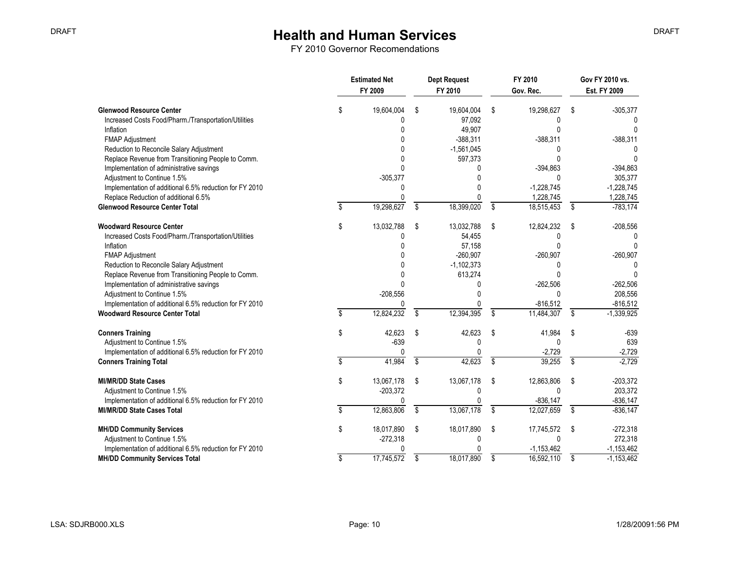# Health and Human Services

FY 2010 Governor Recomendations

| | Estimated Net FY 2009 | Dept Request FY 2010 | FY 2010 Gov. Rec. | Gov FY 2010 vs. Est. FY 2009 |
|---|---|---|---|---|
| **Glenwood Resource Center** | $ 19,604,004 | $ 19,604,004 | $ 19,298,627 | $ -305,377 |
| Increased Costs Food/Pharm./Transportation/Utilities | 0 | 97,092 | 0 | 0 |
| Inflation | 0 | 49,907 | 0 | 0 |
| FMAP Adjustment | 0 | -388,311 | -388,311 | -388,311 |
| Reduction to Reconcile Salary Adjustment | 0 | -1,561,045 | 0 | 0 |
| Replace Revenue from Transitioning People to Comm. | 0 | 597,373 | 0 | 0 |
| Implementation of administrative savings | 0 | 0 | -394,863 | -394,863 |
| Adjustment to Continue 1.5% | -305,377 | 0 | 0 | 305,377 |
| Implementation of additional 6.5% reduction for FY 2010 | 0 | 0 | -1,228,745 | -1,228,745 |
| Replace Reduction of additional 6.5% | 0 | 0 | 1,228,745 | 1,228,745 |
| **Glenwood Resource Center Total** | $ 19,298,627 | $ 18,399,020 | $ 18,515,453 | $ -783,174 |
| **Woodward Resource Center** | $ 13,032,788 | $ 13,032,788 | $ 12,824,232 | $ -208,556 |
| Increased Costs Food/Pharm./Transportation/Utilities | 0 | 54,455 | 0 | 0 |
| Inflation | 0 | 57,158 | 0 | 0 |
| FMAP Adjustment | 0 | -260,907 | -260,907 | -260,907 |
| Reduction to Reconcile Salary Adjustment | 0 | -1,102,373 | 0 | 0 |
| Replace Revenue from Transitioning People to Comm. | 0 | 613,274 | 0 | 0 |
| Implementation of administrative savings | 0 | 0 | -262,506 | -262,506 |
| Adjustment to Continue 1.5% | -208,556 | 0 | 0 | 208,556 |
| Implementation of additional 6.5% reduction for FY 2010 | 0 | 0 | -816,512 | -816,512 |
| **Woodward Resource Center Total** | $ 12,824,232 | $ 12,394,395 | $ 11,484,307 | $ -1,339,925 |
| **Conners Training** | $ 42,623 | $ 42,623 | $ 41,984 | $ -639 |
| Adjustment to Continue 1.5% | -639 | 0 | 0 | 639 |
| Implementation of additional 6.5% reduction for FY 2010 | 0 | 0 | -2,729 | -2,729 |
| **Conners Training Total** | $ 41,984 | $ 42,623 | $ 39,255 | $ -2,729 |
| **MI/MR/DD State Cases** | $ 13,067,178 | $ 13,067,178 | $ 12,863,806 | $ -203,372 |
| Adjustment to Continue 1.5% | -203,372 | 0 | 0 | 203,372 |
| Implementation of additional 6.5% reduction for FY 2010 | 0 | 0 | -836,147 | -836,147 |
| **MI/MR/DD State Cases Total** | $ 12,863,806 | $ 13,067,178 | $ 12,027,659 | $ -836,147 |
| **MH/DD Community Services** | $ 18,017,890 | $ 18,017,890 | $ 17,745,572 | $ -272,318 |
| Adjustment to Continue 1.5% | -272,318 | 0 | 0 | 272,318 |
| Implementation of additional 6.5% reduction for FY 2010 | 0 | 0 | -1,153,462 | -1,153,462 |
| **MH/DD Community Services Total** | $ 17,745,572 | $ 18,017,890 | $ 16,592,110 | $ -1,153,462 |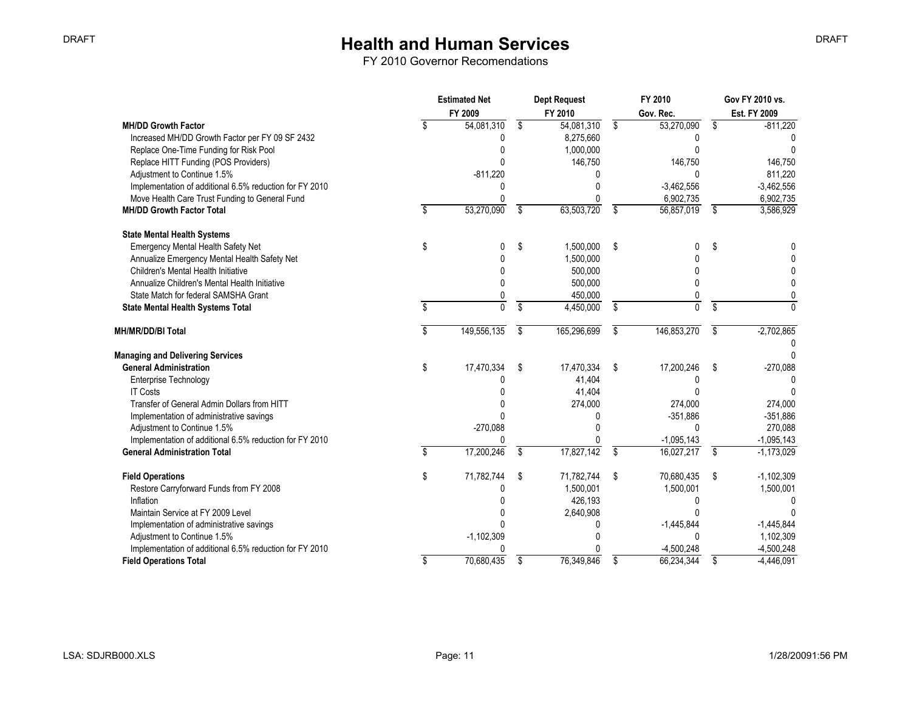# Health and Human Services

FY 2010 Governor Recomendations

| | Estimated Net FY 2009 | Dept Request FY 2010 | FY 2010 Gov. Rec. | Gov FY 2010 vs. Est. FY 2009 |
|---|---|---|---|---|
| **MH/DD Growth Factor** | $ 54,081,310 | $ 54,081,310 | $ 53,270,090 | $ -811,220 |
| Increased MH/DD Growth Factor per FY 09 SF 2432 | 0 | 8,275,660 | 0 | 0 |
| Replace One-Time Funding for Risk Pool | 0 | 1,000,000 | 0 | 0 |
| Replace HITT Funding (POS Providers) | 0 | 146,750 | 146,750 | 146,750 |
| Adjustment to Continue 1.5% | -811,220 | 0 | 0 | 811,220 |
| Implementation of additional 6.5% reduction for FY 2010 | 0 | 0 | -3,462,556 | -3,462,556 |
| Move Health Care Trust Funding to General Fund | 0 | 0 | 6,902,735 | 6,902,735 |
| **MH/DD Growth Factor Total** | $ 53,270,090 | $ 63,503,720 | $ 56,857,019 | $ 3,586,929 |
| | | | | |
| **State Mental Health Systems** | | | | |
| Emergency Mental Health Safety Net | $ 0 | $ 1,500,000 | $ 0 | $ 0 |
| Annualize Emergency Mental Health Safety Net | 0 | 1,500,000 | 0 | 0 |
| Children's Mental Health Initiative | 0 | 500,000 | 0 | 0 |
| Annualize Children's Mental Health Initiative | 0 | 500,000 | 0 | 0 |
| State Match for federal SAMSHA Grant | 0 | 450,000 | 0 | 0 |
| **State Mental Health Systems Total** | $ 0 | $ 4,450,000 | $ 0 | $ 0 |
| | | | | |
| **MH/MR/DD/BI Total** | $ 149,556,135 | $ 165,296,699 | $ 146,853,270 | $ -2,702,865 |
| | | | | 0 |
| **Managing and Delivering Services** | | | | 0 |
| **General Administration** | $ 17,470,334 | $ 17,470,334 | $ 17,200,246 | $ -270,088 |
| Enterprise Technology | 0 | 41,404 | 0 | 0 |
| IT Costs | 0 | 41,404 | 0 | 0 |
| Transfer of General Admin Dollars from HITT | 0 | 274,000 | 274,000 | 274,000 |
| Implementation of administrative savings | 0 | 0 | -351,886 | -351,886 |
| Adjustment to Continue 1.5% | -270,088 | 0 | 0 | 270,088 |
| Implementation of additional 6.5% reduction for FY 2010 | 0 | 0 | -1,095,143 | -1,095,143 |
| **General Administration Total** | $ 17,200,246 | $ 17,827,142 | $ 16,027,217 | $ -1,173,029 |
| | | | | |
| **Field Operations** | $ 71,782,744 | $ 71,782,744 | $ 70,680,435 | $ -1,102,309 |
| Restore Carryforward Funds from FY 2008 | 0 | 1,500,001 | 1,500,001 | 1,500,001 |
| Inflation | 0 | 426,193 | 0 | 0 |
| Maintain Service at FY 2009 Level | 0 | 2,640,908 | 0 | 0 |
| Implementation of administrative savings | 0 | 0 | -1,445,844 | -1,445,844 |
| Adjustment to Continue 1.5% | -1,102,309 | 0 | 0 | 1,102,309 |
| Implementation of additional 6.5% reduction for FY 2010 | 0 | 0 | -4,500,248 | -4,500,248 |
| **Field Operations Total** | $ 70,680,435 | $ 76,349,846 | $ 66,234,344 | $ -4,446,091 |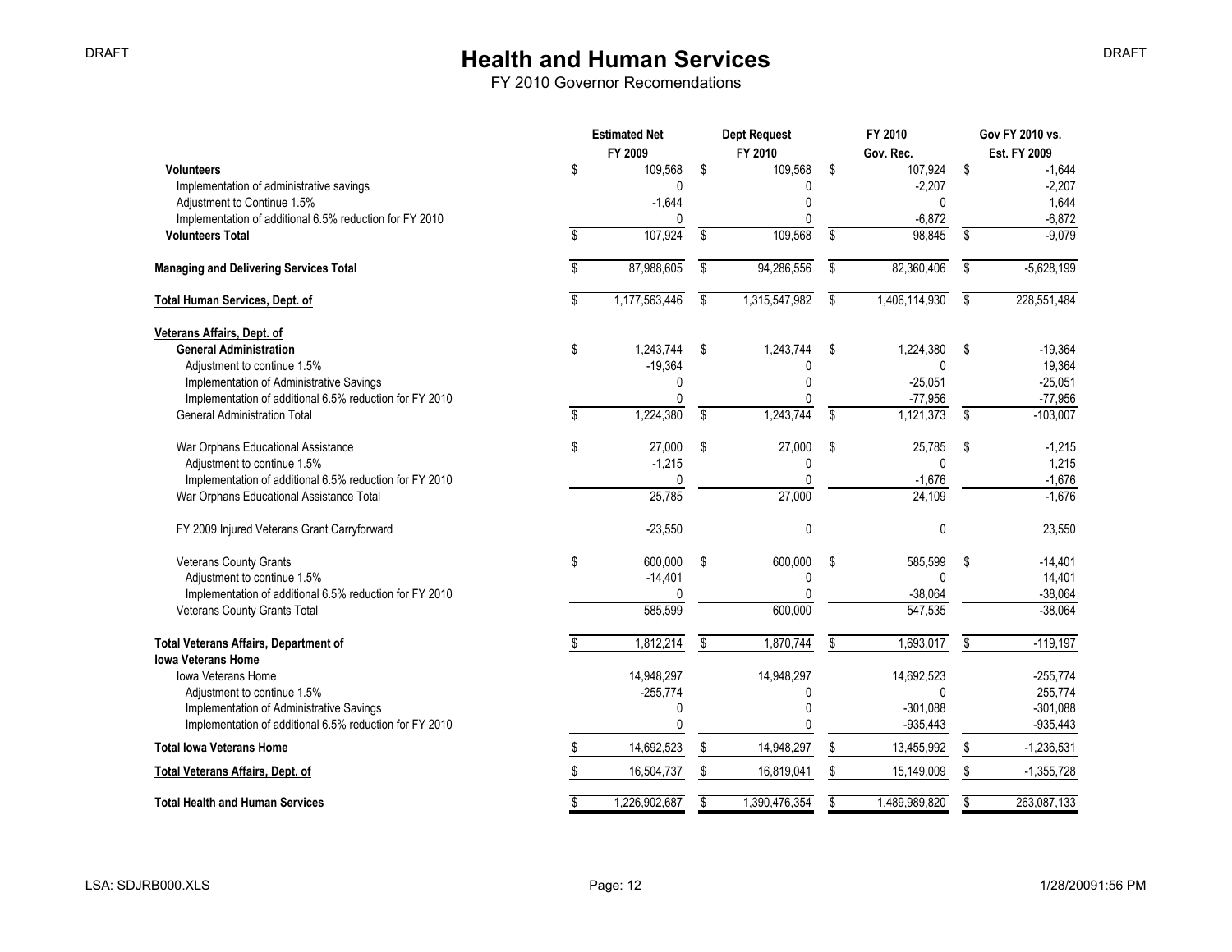# Health and Human Services

FY 2010 Governor Recomendations

| | Estimated Net FY 2009 | Dept Request FY 2010 | FY 2010 Gov. Rec. | Gov FY 2010 vs. Est. FY 2009 |
|---|---|---|---|---|
| **Volunteers** | $ 109,568 | $ 109,568 | $ 107,924 | $ -1,644 |
| Implementation of administrative savings | 0 | 0 | -2,207 | -2,207 |
| Adjustment to Continue 1.5% | -1,644 | 0 | 0 | 1,644 |
| Implementation of additional 6.5% reduction for FY 2010 | 0 | 0 | -6,872 | -6,872 |
| **Volunteers Total** | $ 107,924 | $ 109,568 | $ 98,845 | $ -9,079 |
| **Managing and Delivering Services Total** | $ 87,988,605 | $ 94,286,556 | $ 82,360,406 | $ -5,628,199 |
| **Total Human Services, Dept. of** | $ 1,177,563,446 | $ 1,315,547,982 | $ 1,406,114,930 | $ 228,551,484 |
| **Veterans Affairs, Dept. of** | | | | |
| **General Administration** | $ 1,243,744 | $ 1,243,744 | $ 1,224,380 | $ -19,364 |
| Adjustment to continue 1.5% | -19,364 | 0 | 0 | 19,364 |
| Implementation of Administrative Savings | 0 | 0 | -25,051 | -25,051 |
| Implementation of additional 6.5% reduction for FY 2010 | 0 | 0 | -77,956 | -77,956 |
| General Administration Total | $ 1,224,380 | $ 1,243,744 | $ 1,121,373 | $ -103,007 |
| War Orphans Educational Assistance | $ 27,000 | $ 27,000 | $ 25,785 | $ -1,215 |
| Adjustment to continue 1.5% | -1,215 | 0 | 0 | 1,215 |
| Implementation of additional 6.5% reduction for FY 2010 | 0 | 0 | -1,676 | -1,676 |
| War Orphans Educational Assistance Total | 25,785 | 27,000 | 24,109 | -1,676 |
| FY 2009 Injured Veterans Grant Carryforward | -23,550 | 0 | 0 | 23,550 |
| Veterans County Grants | $ 600,000 | $ 600,000 | $ 585,599 | $ -14,401 |
| Adjustment to continue 1.5% | -14,401 | 0 | 0 | 14,401 |
| Implementation of additional 6.5% reduction for FY 2010 | 0 | 0 | -38,064 | -38,064 |
| Veterans County Grants Total | 585,599 | 600,000 | 547,535 | -38,064 |
| **Total Veterans Affairs, Department of** | $ 1,812,214 | $ 1,870,744 | $ 1,693,017 | $ -119,197 |
| **Iowa Veterans Home** | | | | |
| Iowa Veterans Home | 14,948,297 | 14,948,297 | 14,692,523 | -255,774 |
| Adjustment to continue 1.5% | -255,774 | 0 | 0 | 255,774 |
| Implementation of Administrative Savings | 0 | 0 | -301,088 | -301,088 |
| Implementation of additional 6.5% reduction for FY 2010 | 0 | 0 | -935,443 | -935,443 |
| **Total Iowa Veterans Home** | $ 14,692,523 | $ 14,948,297 | $ 13,455,992 | $ -1,236,531 |
| **Total Veterans Affairs, Dept. of** | $ 16,504,737 | $ 16,819,041 | $ 15,149,009 | $ -1,355,728 |
| **Total Health and Human Services** | $ 1,226,902,687 | $ 1,390,476,354 | $ 1,489,989,820 | $ 263,087,133 |